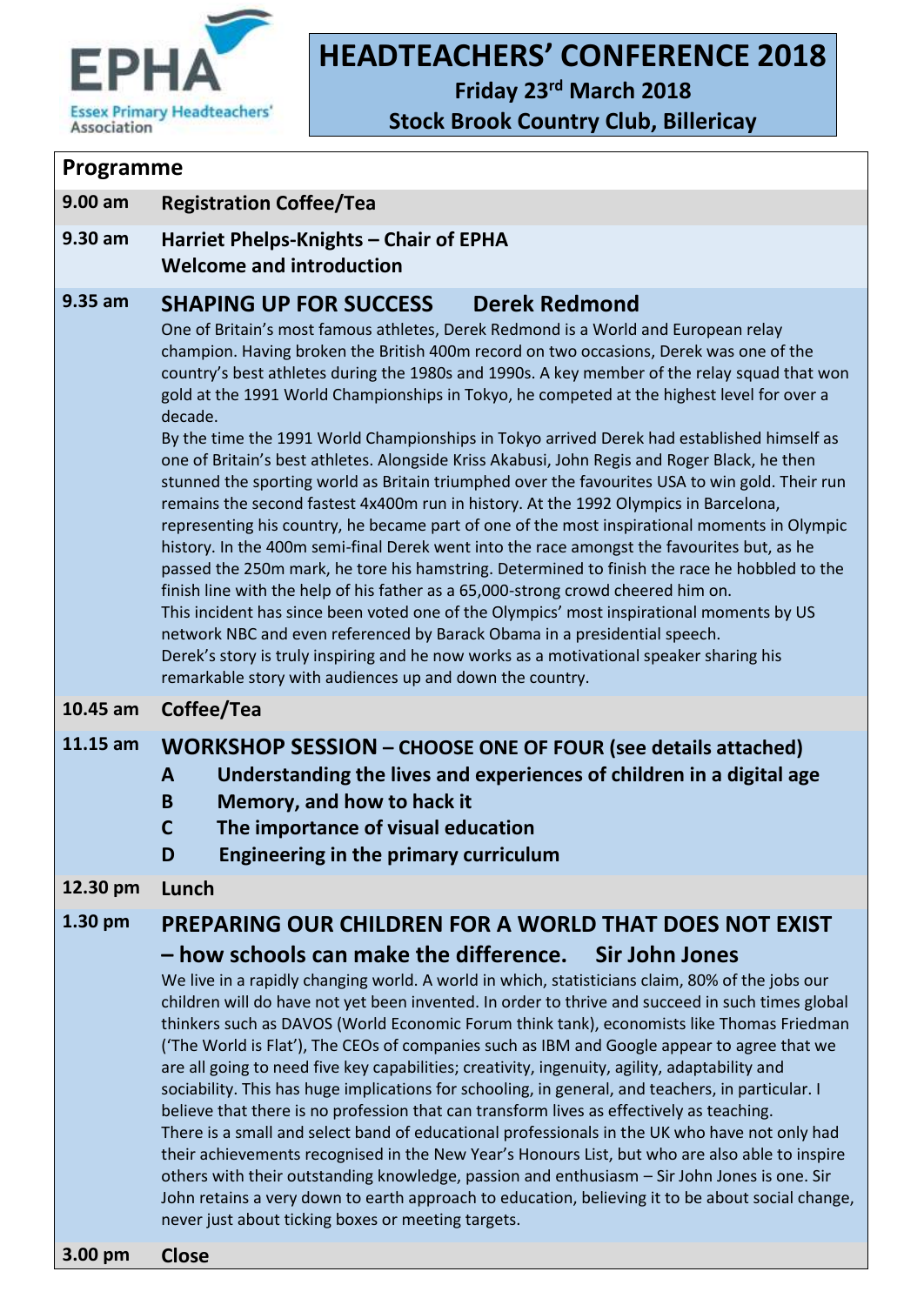EPHA

Essex Primary Headteachers' Association

# HEADTEACHERS' CONFERENCE 2018

**Friday 23rd March 2018**

**Stock Brook Country Club, Billericay**

## Programme

**9.00 am** **Registration Coffee/Tea**

**9.30 am** **Harriet Phelps-Knights – Chair of EPHA**
**Welcome and introduction**

**9.35 am** **SHAPING UP FOR SUCCESS Derek Redmond**

One of Britain's most famous athletes, Derek Redmond is a World and European relay champion. Having broken the British 400m record on two occasions, Derek was one of the country's best athletes during the 1980s and 1990s. A key member of the relay squad that won gold at the 1991 World Championships in Tokyo, he competed at the highest level for over a decade.

By the time the 1991 World Championships in Tokyo arrived Derek had established himself as one of Britain's best athletes. Alongside Kriss Akabusi, John Regis and Roger Black, he then stunned the sporting world as Britain triumphed over the favourites USA to win gold. Their run remains the second fastest 4x400m run in history. At the 1992 Olympics in Barcelona, representing his country, he became part of one of the most inspirational moments in Olympic history. In the 400m semi-final Derek went into the race amongst the favourites but, as he passed the 250m mark, he tore his hamstring. Determined to finish the race he hobbled to the finish line with the help of his father as a 65,000-strong crowd cheered him on.

This incident has since been voted one of the Olympics' most inspirational moments by US network NBC and even referenced by Barack Obama in a presidential speech.

Derek's story is truly inspiring and he now works as a motivational speaker sharing his remarkable story with audiences up and down the country.

**10.45 am** **Coffee/Tea**

**11.15 am** **WORKSHOP SESSION – CHOOSE ONE OF FOUR (see details attached)**

- **A Understanding the lives and experiences of children in a digital age**
- **B Memory, and how to hack it**
- **C The importance of visual education**
- **D Engineering in the primary curriculum**

**12.30 pm** **Lunch**

**1.30 pm** **PREPARING OUR CHILDREN FOR A WORLD THAT DOES NOT EXIST – how schools can make the difference. Sir John Jones**

We live in a rapidly changing world. A world in which, statisticians claim, 80% of the jobs our children will do have not yet been invented. In order to thrive and succeed in such times global thinkers such as DAVOS (World Economic Forum think tank), economists like Thomas Friedman ('The World is Flat'), The CEOs of companies such as IBM and Google appear to agree that we are all going to need five key capabilities; creativity, ingenuity, agility, adaptability and sociability. This has huge implications for schooling, in general, and teachers, in particular. I believe that there is no profession that can transform lives as effectively as teaching.

There is a small and select band of educational professionals in the UK who have not only had their achievements recognised in the New Year's Honours List, but who are also able to inspire others with their outstanding knowledge, passion and enthusiasm – Sir John Jones is one. Sir John retains a very down to earth approach to education, believing it to be about social change, never just about ticking boxes or meeting targets.

**3.00 pm** **Close**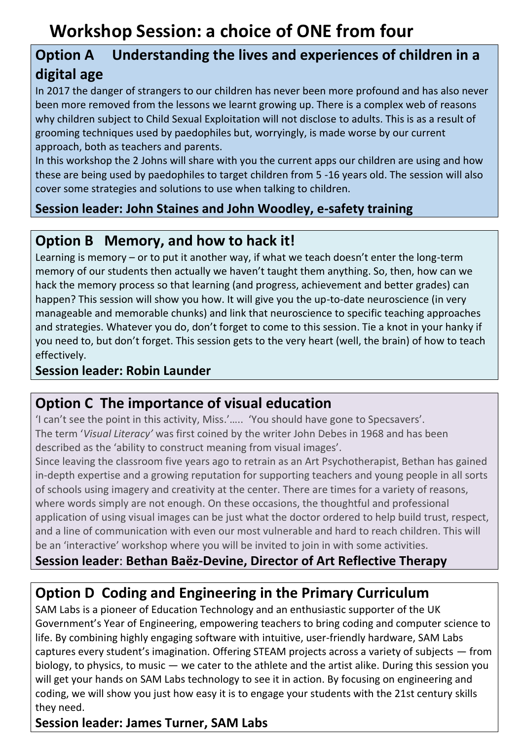# Workshop Session: a choice of ONE from four

## Option A Understanding the lives and experiences of children in a digital age

In 2017 the danger of strangers to our children has never been more profound and has also never been more removed from the lessons we learnt growing up. There is a complex web of reasons why children subject to Child Sexual Exploitation will not disclose to adults. This is as a result of grooming techniques used by paedophiles but, worryingly, is made worse by our current approach, both as teachers and parents.

In this workshop the 2 Johns will share with you the current apps our children are using and how these are being used by paedophiles to target children from 5 -16 years old. The session will also cover some strategies and solutions to use when talking to children.

**Session leader: John Staines and John Woodley, e-safety training**

## Option B Memory, and how to hack it!

Learning is memory – or to put it another way, if what we teach doesn't enter the long-term memory of our students then actually we haven't taught them anything. So, then, how can we hack the memory process so that learning (and progress, achievement and better grades) can happen? This session will show you how. It will give you the up-to-date neuroscience (in very manageable and memorable chunks) and link that neuroscience to specific teaching approaches and strategies. Whatever you do, don't forget to come to this session. Tie a knot in your hanky if you need to, but don't forget. This session gets to the very heart (well, the brain) of how to teach effectively.

**Session leader: Robin Launder**

## Option C The importance of visual education

'I can't see the point in this activity, Miss.'….. 'You should have gone to Specsavers'.

The term '*Visual Literacy'* was first coined by the writer John Debes in 1968 and has been described as the 'ability to construct meaning from visual images'.

Since leaving the classroom five years ago to retrain as an Art Psychotherapist, Bethan has gained in-depth expertise and a growing reputation for supporting teachers and young people in all sorts of schools using imagery and creativity at the center. There are times for a variety of reasons, where words simply are not enough. On these occasions, the thoughtful and professional application of using visual images can be just what the doctor ordered to help build trust, respect, and a line of communication with even our most vulnerable and hard to reach children. This will be an 'interactive' workshop where you will be invited to join in with some activities.

**Session leader**: **Bethan Baëz-Devine, Director of Art Reflective Therapy**

## Option D Coding and Engineering in the Primary Curriculum

SAM Labs is a pioneer of Education Technology and an enthusiastic supporter of the UK Government's Year of Engineering, empowering teachers to bring coding and computer science to life. By combining highly engaging software with intuitive, user-friendly hardware, SAM Labs captures every student's imagination. Offering STEAM projects across a variety of subjects — from biology, to physics, to music — we cater to the athlete and the artist alike. During this session you will get your hands on SAM Labs technology to see it in action. By focusing on engineering and coding, we will show you just how easy it is to engage your students with the 21st century skills they need.

**Session leader: James Turner, SAM Labs**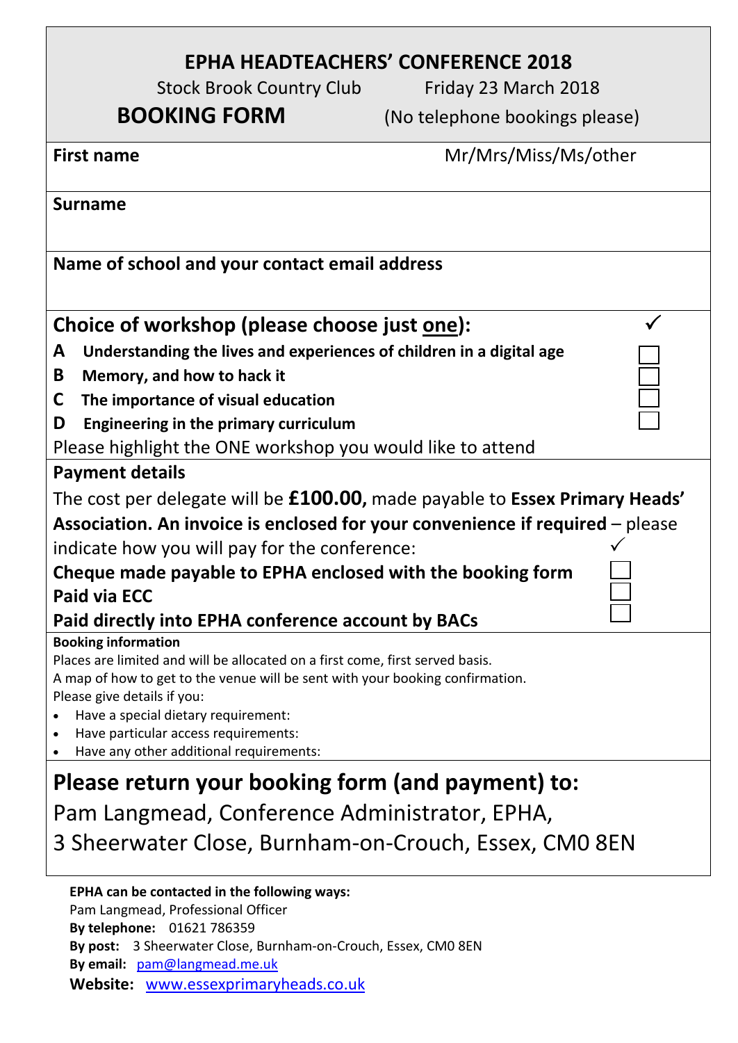# EPHA HEADTEACHERS' CONFERENCE 2018

Stock Brook Country Club Friday 23 March 2018

## BOOKING FORM

(No telephone bookings please)

**First name** Mr/Mrs/Miss/Ms/other

**Surname**

**Name of school and your contact email address**

## Choice of workshop (please choose just one): ✓

**A Understanding the lives and experiences of children in a digital age** ☐

**B Memory, and how to hack it** ☐

**C The importance of visual education** ☐

**D Engineering in the primary curriculum** ☐

Please highlight the ONE workshop you would like to attend

**Payment details**

The cost per delegate will be **£100.00,** made payable to **Essex Primary Heads' Association. An invoice is enclosed for your convenience if required** – please indicate how you will pay for the conference: ✓

**Cheque made payable to EPHA enclosed with the booking form** ☐

**Paid via ECC** ☐

**Paid directly into EPHA conference account by BACs** ☐

**Booking information**

Places are limited and will be allocated on a first come, first served basis.

A map of how to get to the venue will be sent with your booking confirmation.

Please give details if you:

- Have a special dietary requirement:
- Have particular access requirements:
- Have any other additional requirements:

## Please return your booking form (and payment) to:

Pam Langmead, Conference Administrator, EPHA,

3 Sheerwater Close, Burnham-on-Crouch, Essex, CM0 8EN

**EPHA can be contacted in the following ways:**

Pam Langmead, Professional Officer

**By telephone:** 01621 786359

**By post:** 3 Sheerwater Close, Burnham-on-Crouch, Essex, CM0 8EN

**By email:** pam@langmead.me.uk

**Website:** www.essexprimaryheads.co.uk